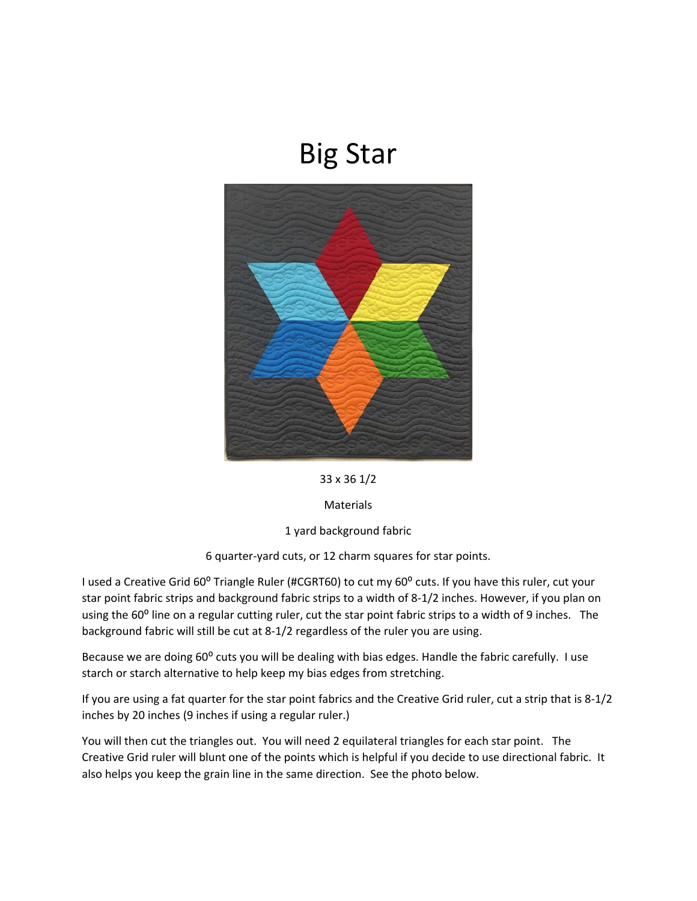# Big Star

33 x 36 1/2

Materials

1 yard background fabric

6 quarter-yard cuts, or 12 charm squares for star points.

I used a Creative Grid 60º Triangle Ruler (#CGRT60) to cut my 60º cuts. If you have this ruler, cut your star point fabric strips and background fabric strips to a width of 8-1/2 inches. However, if you plan on using the 60º line on a regular cutting ruler, cut the star point fabric strips to a width of 9 inches. The background fabric will still be cut at 8-1/2 regardless of the ruler you are using.

Because we are doing 60º cuts you will be dealing with bias edges. Handle the fabric carefully. I use starch or starch alternative to help keep my bias edges from stretching.

If you are using a fat quarter for the star point fabrics and the Creative Grid ruler, cut a strip that is 8-1/2 inches by 20 inches (9 inches if using a regular ruler.)

You will then cut the triangles out. You will need 2 equilateral triangles for each star point. The Creative Grid ruler will blunt one of the points which is helpful if you decide to use directional fabric. It also helps you keep the grain line in the same direction. See the photo below.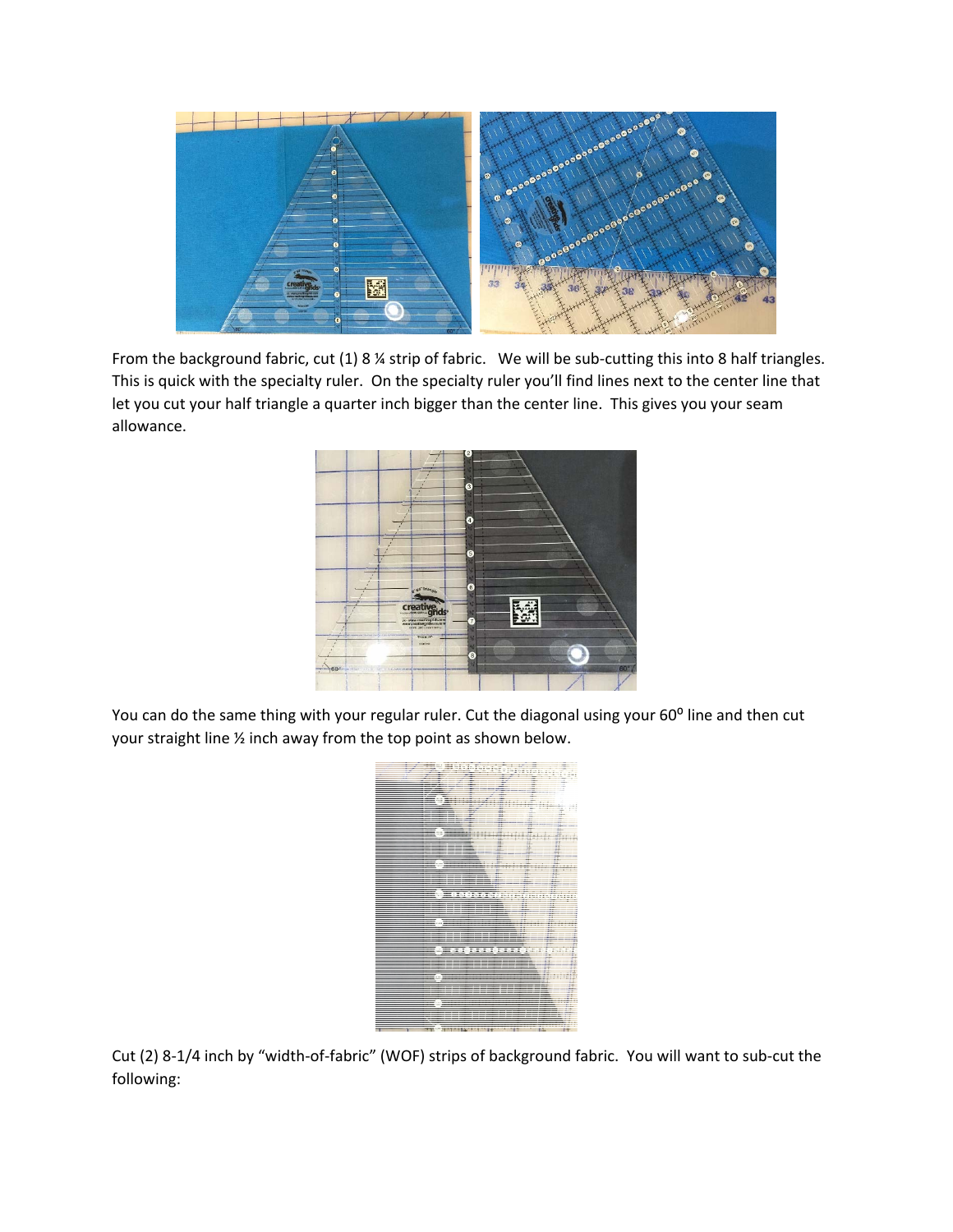From the background fabric, cut (1) 8 ¼ strip of fabric. We will be sub-cutting this into 8 half triangles. This is quick with the specialty ruler. On the specialty ruler you'll find lines next to the center line that let you cut your half triangle a quarter inch bigger than the center line. This gives you your seam allowance.

You can do the same thing with your regular ruler. Cut the diagonal using your $60^0$ line and then cut your straight line ½ inch away from the top point as shown below.

Cut (2) 8-1/4 inch by "width-of-fabric" (WOF) strips of background fabric. You will want to sub-cut the following: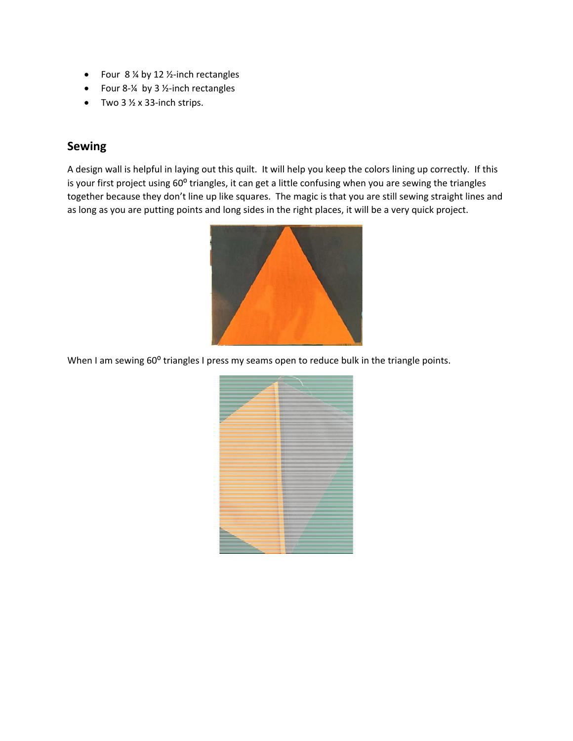- Four 8 ¼ by 12 ½-inch rectangles
- Four 8-¼ by 3 ½-inch rectangles
- Two 3 ½ x 33-inch strips.

## Sewing

A design wall is helpful in laying out this quilt. It will help you keep the colors lining up correctly. If this is your first project using 60⁰ triangles, it can get a little confusing when you are sewing the triangles together because they don't line up like squares. The magic is that you are still sewing straight lines and as long as you are putting points and long sides in the right places, it will be a very quick project.

When I am sewing 60⁰ triangles I press my seams open to reduce bulk in the triangle points.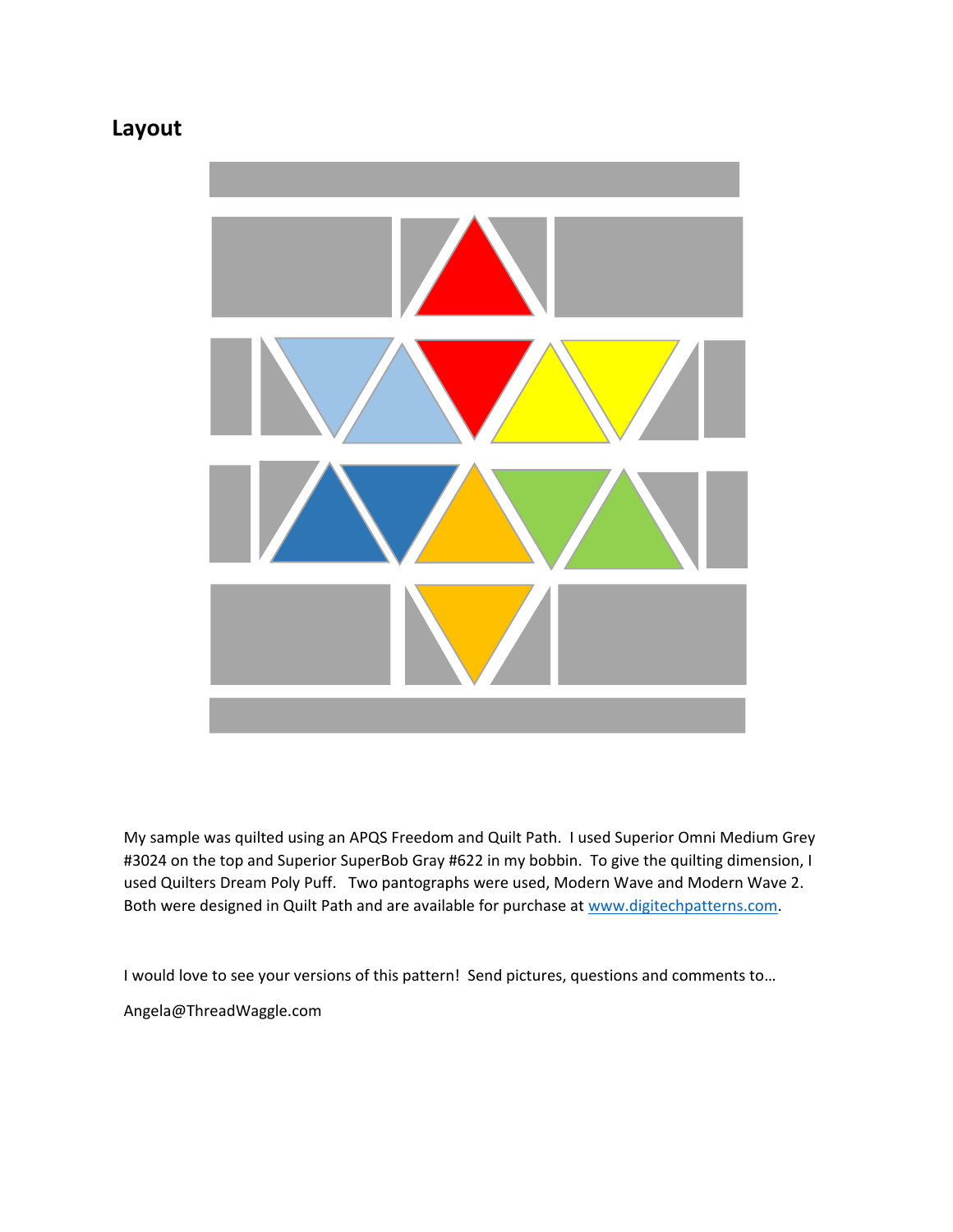## Layout

My sample was quilted using an APQS Freedom and Quilt Path. I used Superior Omni Medium Grey #3024 on the top and Superior SuperBob Gray #622 in my bobbin. To give the quilting dimension, I used Quilters Dream Poly Puff. Two pantographs were used, Modern Wave and Modern Wave 2. Both were designed in Quilt Path and are available for purchase at [www.digitechpatterns.com](http://www.digitechpatterns.com).

I would love to see your versions of this pattern! Send pictures, questions and comments to…

Angela@ThreadWaggle.com